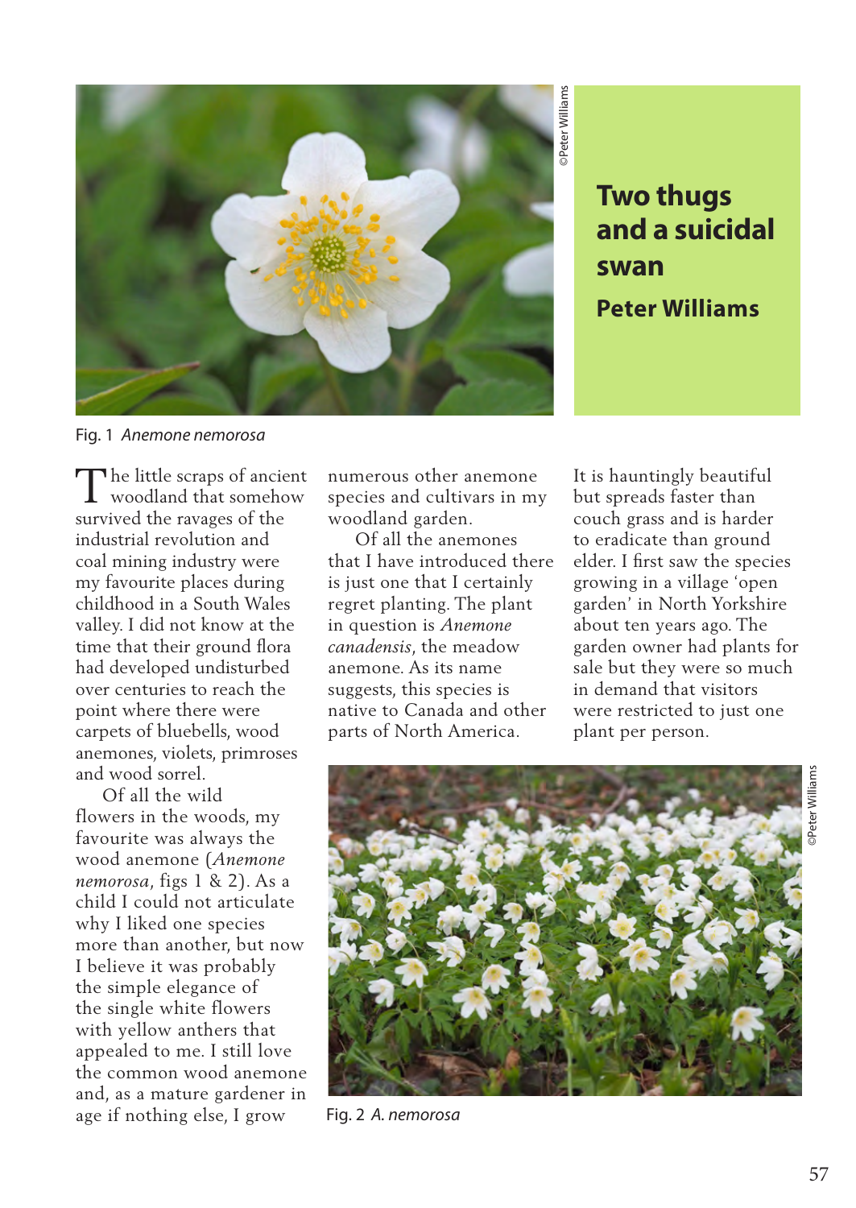# Two thugs and a suicidal swan

**Peter Williams**

Fig. 1 *Anemone nemorosa*

The little scraps of ancient woodland that somehow survived the ravages of the industrial revolution and coal mining industry were my favourite places during childhood in a South Wales valley. I did not know at the time that their ground flora had developed undisturbed over centuries to reach the point where there were carpets of bluebells, wood anemones, violets, primroses and wood sorrel.

Of all the wild flowers in the woods, my favourite was always the wood anemone (*Anemone nemorosa*, figs 1 & 2). As a child I could not articulate why I liked one species more than another, but now I believe it was probably the simple elegance of the single white flowers with yellow anthers that appealed to me. I still love the common wood anemone and, as a mature gardener in age if nothing else, I grow numerous other anemone species and cultivars in my woodland garden.

Of all the anemones that I have introduced there is just one that I certainly regret planting. The plant in question is *Anemone canadensis*, the meadow anemone. As its name suggests, this species is native to Canada and other parts of North America. It is hauntingly beautiful but spreads faster than couch grass and is harder to eradicate than ground elder. I first saw the species growing in a village 'open garden' in North Yorkshire about ten years ago. The garden owner had plants for sale but they were so much in demand that visitors were restricted to just one plant per person.

Fig. 2 *A. nemorosa*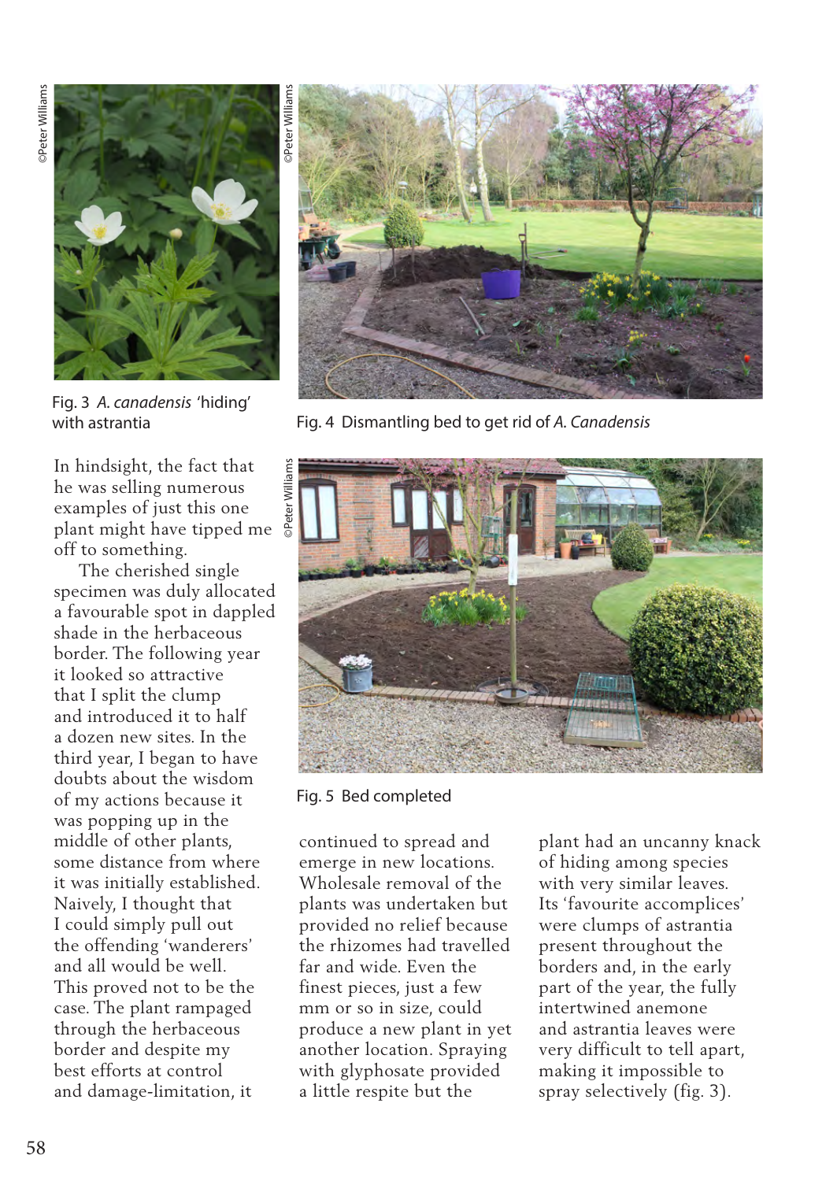Fig. 3 *A. canadensis* 'hiding' with astrantia

Fig. 4 Dismantling bed to get rid of *A. Canadensis*

Fig. 5 Bed completed

In hindsight, the fact that he was selling numerous examples of just this one plant might have tipped me off to something.

The cherished single specimen was duly allocated a favourable spot in dappled shade in the herbaceous border. The following year it looked so attractive that I split the clump and introduced it to half a dozen new sites. In the third year, I began to have doubts about the wisdom of my actions because it was popping up in the middle of other plants, some distance from where it was initially established. Naively, I thought that I could simply pull out the offending 'wanderers' and all would be well. This proved not to be the case. The plant rampaged through the herbaceous border and despite my best efforts at control and damage-limitation, it continued to spread and emerge in new locations. Wholesale removal of the plants was undertaken but provided no relief because the rhizomes had travelled far and wide. Even the finest pieces, just a few mm or so in size, could produce a new plant in yet another location. Spraying with glyphosate provided a little respite but the plant had an uncanny knack of hiding among species with very similar leaves. Its 'favourite accomplices' were clumps of astrantia present throughout the borders and, in the early part of the year, the fully intertwined anemone and astrantia leaves were very difficult to tell apart, making it impossible to spray selectively (fig. 3).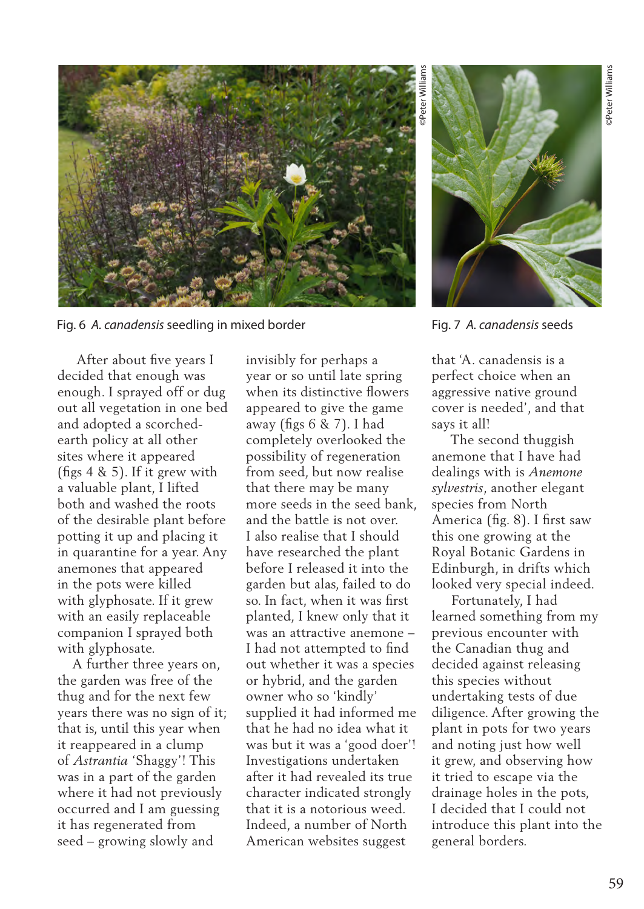Fig. 6 *A. canadensis* seedling in mixed border

Fig. 7 *A. canadensis* seeds

After about five years I decided that enough was enough. I sprayed off or dug out all vegetation in one bed and adopted a scorched-earth policy at all other sites where it appeared (figs 4 & 5). If it grew with a valuable plant, I lifted both and washed the roots of the desirable plant before potting it up and placing it in quarantine for a year. Any anemones that appeared in the pots were killed with glyphosate. If it grew with an easily replaceable companion I sprayed both with glyphosate.

A further three years on, the garden was free of the thug and for the next few years there was no sign of it; that is, until this year when it reappeared in a clump of *Astrantia* 'Shaggy'! This was in a part of the garden where it had not previously occurred and I am guessing it has regenerated from seed – growing slowly and invisibly for perhaps a year or so until late spring when its distinctive flowers appeared to give the game away (figs 6 & 7). I had completely overlooked the possibility of regeneration from seed, but now realise that there may be many more seeds in the seed bank, and the battle is not over. I also realise that I should have researched the plant before I released it into the garden but alas, failed to do so. In fact, when it was first planted, I knew only that it was an attractive anemone – I had not attempted to find out whether it was a species or hybrid, and the garden owner who so 'kindly' supplied it had informed me that he had no idea what it was but it was a 'good doer'! Investigations undertaken after it had revealed its true character indicated strongly that it is a notorious weed. Indeed, a number of North American websites suggest that 'A. canadensis is a perfect choice when an aggressive native ground cover is needed', and that says it all!

The second thuggish anemone that I have had dealings with is *Anemone sylvestris*, another elegant species from North America (fig. 8). I first saw this one growing at the Royal Botanic Gardens in Edinburgh, in drifts which looked very special indeed.

Fortunately, I had learned something from my previous encounter with the Canadian thug and decided against releasing this species without undertaking tests of due diligence. After growing the plant in pots for two years and noting just how well it grew, and observing how it tried to escape via the drainage holes in the pots, I decided that I could not introduce this plant into the general borders.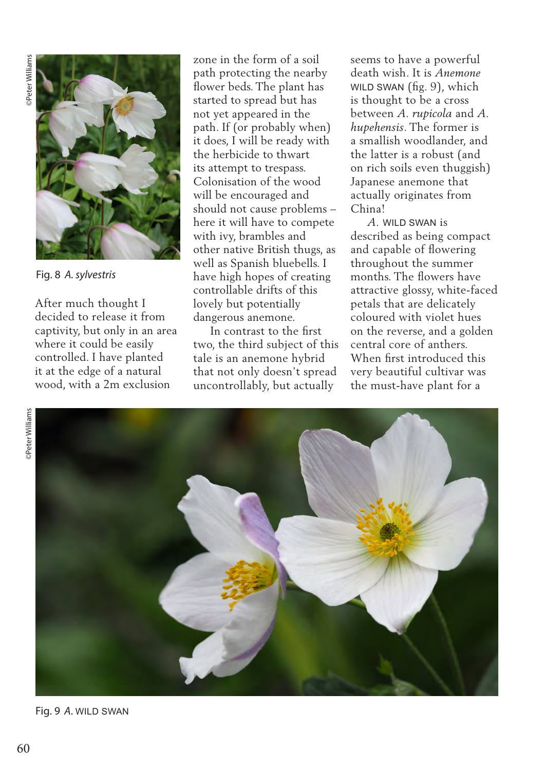Fig. 8 *A. sylvestris*

After much thought I decided to release it from captivity, but only in an area where it could be easily controlled. I have planted it at the edge of a natural wood, with a 2m exclusion zone in the form of a soil path protecting the nearby flower beds. The plant has started to spread but has not yet appeared in the path. If (or probably when) it does, I will be ready with the herbicide to thwart its attempt to trespass. Colonisation of the wood will be encouraged and should not cause problems – here it will have to compete with ivy, brambles and other native British thugs, as well as Spanish bluebells. I have high hopes of creating controllable drifts of this lovely but potentially dangerous anemone.

In contrast to the first two, the third subject of this tale is an anemone hybrid that not only doesn't spread uncontrollably, but actually seems to have a powerful death wish. It is *Anemone* WILD SWAN (fig. 9), which is thought to be a cross between *A. rupicola* and *A. hupehensis*. The former is a smallish woodlander, and the latter is a robust (and on rich soils even thuggish) Japanese anemone that actually originates from China!

*A.* WILD SWAN is described as being compact and capable of flowering throughout the summer months. The flowers have attractive glossy, white-faced petals that are delicately coloured with violet hues on the reverse, and a golden central core of anthers. When first introduced this very beautiful cultivar was the must-have plant for a

Fig. 9 *A.* WILD SWAN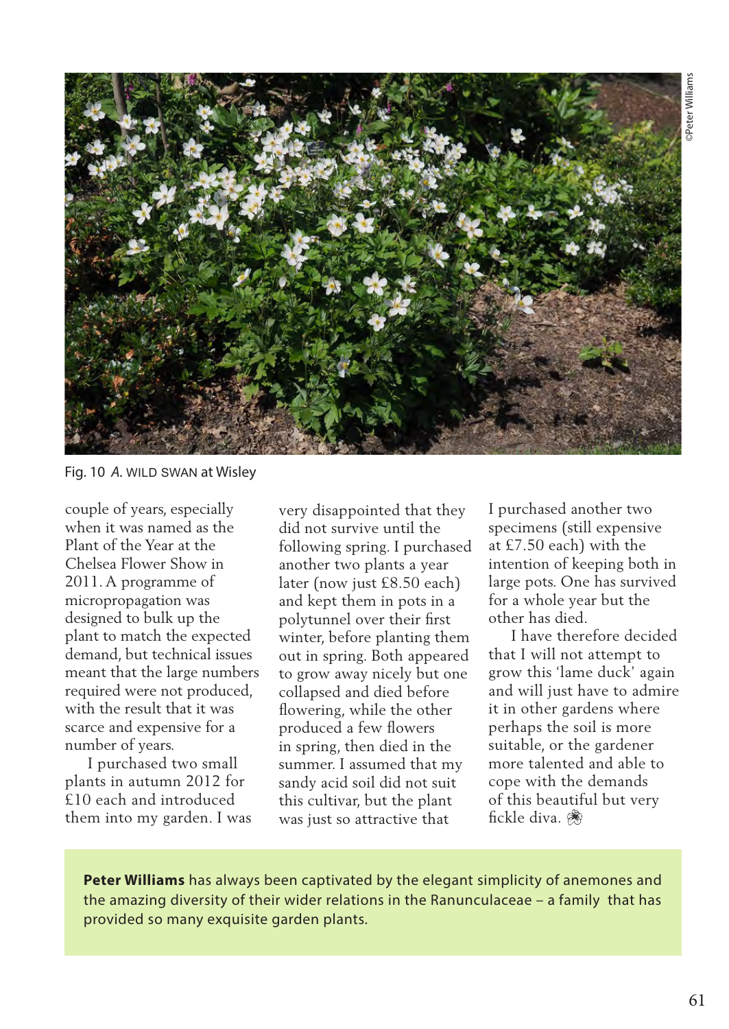Fig. 10 *A.* WILD SWAN at Wisley

couple of years, especially when it was named as the Plant of the Year at the Chelsea Flower Show in 2011. A programme of micropropagation was designed to bulk up the plant to match the expected demand, but technical issues meant that the large numbers required were not produced, with the result that it was scarce and expensive for a number of years.

I purchased two small plants in autumn 2012 for £10 each and introduced them into my garden. I was very disappointed that they did not survive until the following spring. I purchased another two plants a year later (now just £8.50 each) and kept them in pots in a polytunnel over their first winter, before planting them out in spring. Both appeared to grow away nicely but one collapsed and died before flowering, while the other produced a few flowers in spring, then died in the summer. I assumed that my sandy acid soil did not suit this cultivar, but the plant was just so attractive that I purchased another two specimens (still expensive at £7.50 each) with the intention of keeping both in large pots. One has survived for a whole year but the other has died.

I have therefore decided that I will not attempt to grow this 'lame duck' again and will just have to admire it in other gardens where perhaps the soil is more suitable, or the gardener more talented and able to cope with the demands of this beautiful but very fickle diva. ❀

**Peter Williams** has always been captivated by the elegant simplicity of anemones and the amazing diversity of their wider relations in the Ranunculaceae – a family that has provided so many exquisite garden plants.